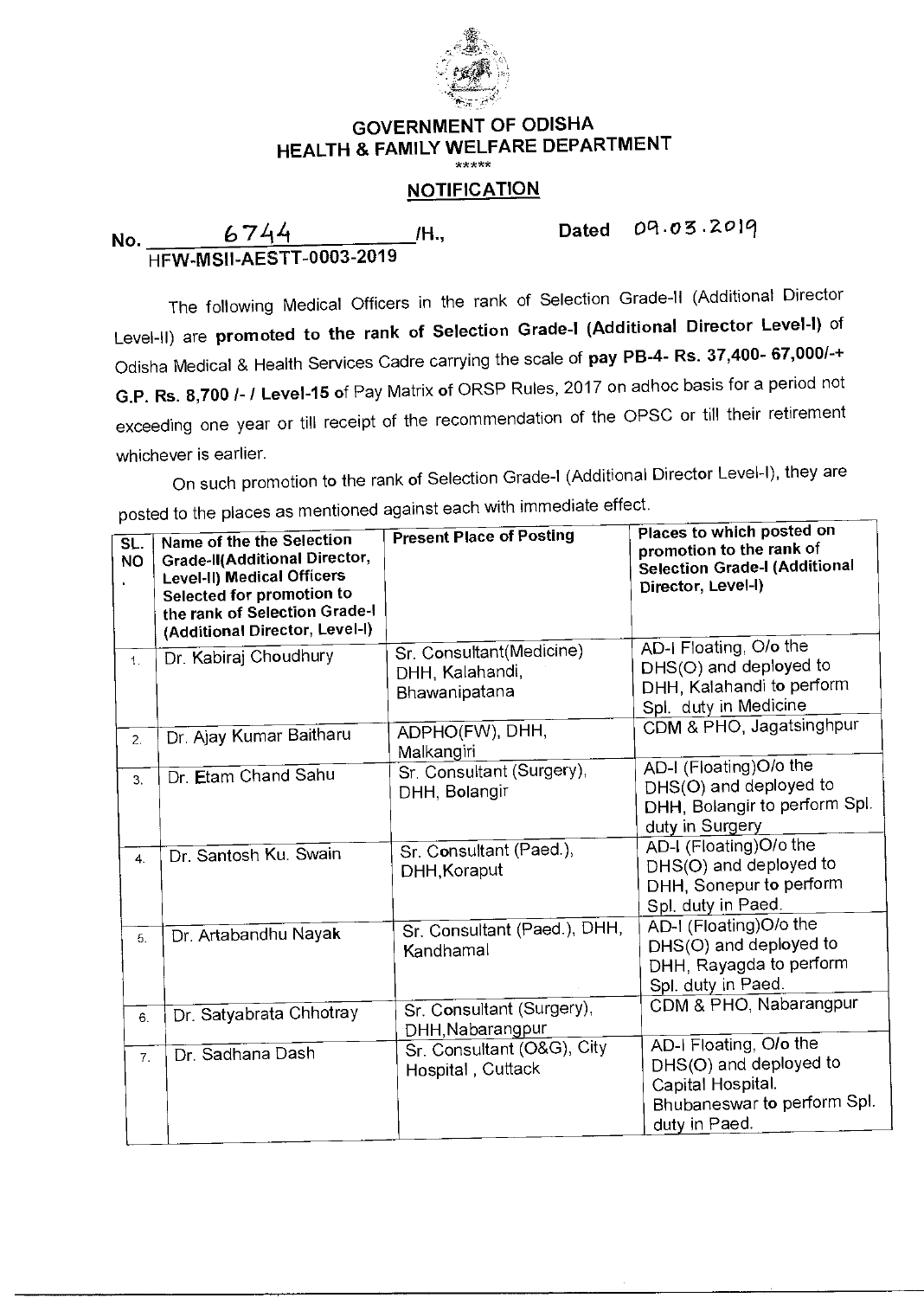# GOVERNMENT OF ODISHA
## HEALTH & FAMILY WELFARE DEPARTMENT

\*\*\*\*\*

## NOTIFICATION

No. 6744 /H., Dated 09.03.2019
HFW-MSII-AESTT-0003-2019

The following Medical Officers in the rank of Selection Grade-II (Additional Director Level-II) are **promoted to the rank of Selection Grade-I (Additional Director Level-I)** of Odisha Medical & Health Services Cadre carrying the scale of **pay PB-4- Rs. 37,400- 67,000/-+ G.P. Rs. 8,700 /- / Level-15** of Pay Matrix of ORSP Rules, 2017 on adhoc basis for a period not exceeding one year or till receipt of the recommendation of the OPSC or till their retirement whichever is earlier.

On such promotion to the rank of Selection Grade-I (Additional Director Level-I), they are posted to the places as mentioned against each with immediate effect.

| SL. NO. | Name of the the Selection Grade-II(Additional Director, Level-II) Medical Officers Selected for promotion to the rank of Selection Grade-I (Additional Director, Level-I) | Present Place of Posting | Places to which posted on promotion to the rank of Selection Grade-I (Additional Director, Level-I) |
|---|---|---|---|
| 1. | Dr. Kabiraj Choudhury | Sr. Consultant(Medicine) DHH, Kalahandi, Bhawanipatana | AD-I Floating, O/o the DHS(O) and deployed to DHH, Kalahandi to perform Spl. duty in Medicine |
| 2. | Dr. Ajay Kumar Baitharu | ADPHO(FW), DHH, Malkangiri | CDM & PHO, Jagatsinghpur |
| 3. | Dr. Etam Chand Sahu | Sr. Consultant (Surgery), DHH, Bolangir | AD-I (Floating)O/o the DHS(O) and deployed to DHH, Bolangir to perform Spl. duty in Surgery |
| 4. | Dr. Santosh Ku. Swain | Sr. Consultant (Paed.), DHH,Koraput | AD-I (Floating)O/o the DHS(O) and deployed to DHH, Sonepur to perform Spl. duty in Paed. |
| 5. | Dr. Artabandhu Nayak | Sr. Consultant (Paed.), DHH, Kandhamal | AD-I (Floating)O/o the DHS(O) and deployed to DHH, Rayagda to perform Spl. duty in Paed. |
| 6. | Dr. Satyabrata Chhotray | Sr. Consultant (Surgery), DHH,Nabarangpur | CDM & PHO, Nabarangpur |
| 7. | Dr. Sadhana Dash | Sr. Consultant (O&G), City Hospital , Cuttack | AD-I Floating, O/o the DHS(O) and deployed to Capital Hospital. Bhubaneswar to perform Spl. duty in Paed. |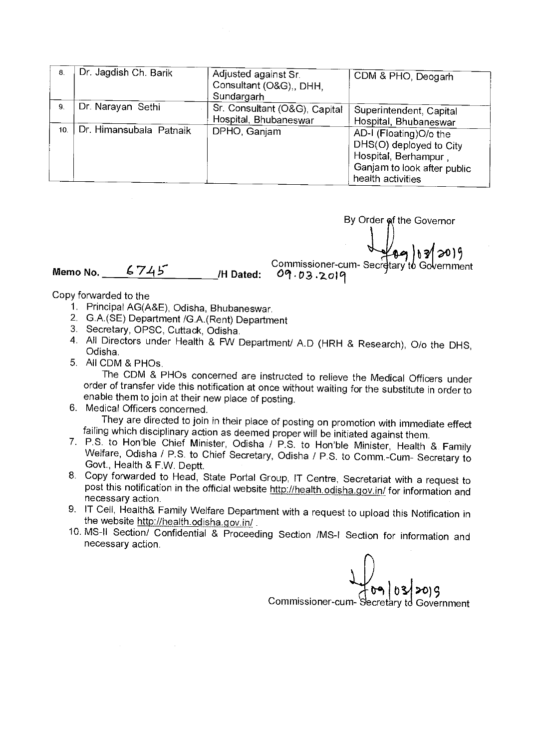| | | | |
|---|---|---|---|
| 8. | Dr. Jagdish Ch. Barik | Adjusted against Sr. Consultant (O&G),, DHH, Sundargarh | CDM & PHO, Deogarh |
| 9. | Dr. Narayan Sethi | Sr. Consultant (O&G), Capital Hospital, Bhubaneswar | Superintendent, Capital Hospital, Bhubaneswar |
| 10. | Dr. Himansubala Patnaik | DPHO, Ganjam | AD-I (Floating)O/o the DHS(O) deployed to City Hospital, Berhampur , Ganjam to look after public health activities |

By Order of the Governor

09/03/2019

Commissioner-cum- Secretary to Government

**Memo No.** 6745 **/H Dated:** 09.03.2019

Copy forwarded to the

1. Principal AG(A&E), Odisha, Bhubaneswar.
2. G.A.(SE) Department /G.A.(Rent) Department
3. Secretary, OPSC, Cuttack, Odisha.
4. All Directors under Health & FW Department/ A.D (HRH & Research), O/o the DHS, Odisha.
5. All CDM & PHOs.
   The CDM & PHOs concerned are instructed to relieve the Medical Officers under order of transfer vide this notification at once without waiting for the substitute in order to enable them to join at their new place of posting.
6. Medical Officers concerned.
   They are directed to join in their place of posting on promotion with immediate effect failing which disciplinary action as deemed proper will be initiated against them.
7. P.S. to Hon'ble Chief Minister, Odisha / P.S. to Hon'ble Minister, Health & Family Welfare, Odisha / P.S. to Chief Secretary, Odisha / P.S. to Comm.-Cum- Secretary to Govt., Health & F.W. Deptt.
8. Copy forwarded to Head, State Portal Group, IT Centre, Secretariat with a request to post this notification in the official website http://health.odisha.gov.in/ for information and necessary action.
9. IT Cell, Health& Family Welfare Department with a request to upload this Notification in the website http://health.odisha.gov.in/ .
10. MS-II Section/ Confidential & Proceeding Section /MS-I Section for information and necessary action.

09/03/2019

Commissioner-cum- Secretary to Government